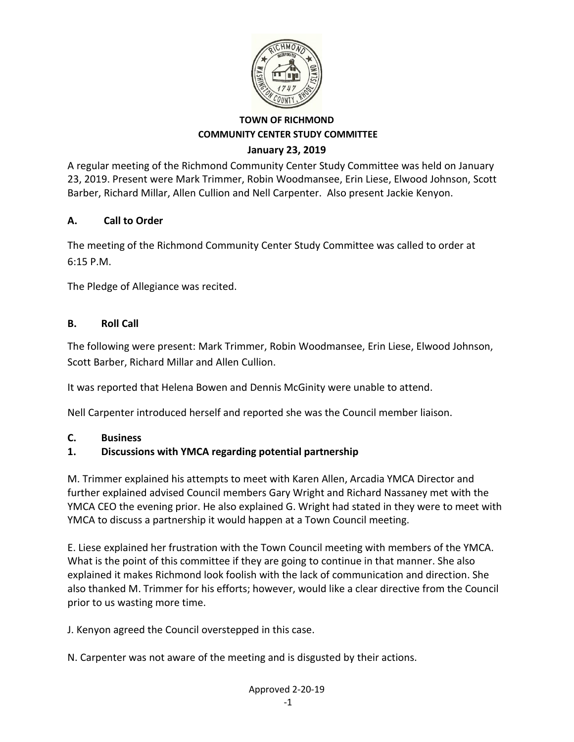**TOWN OF RICHMOND**
**COMMUNITY CENTER STUDY COMMITTEE**
**January 23, 2019**

A regular meeting of the Richmond Community Center Study Committee was held on January 23, 2019. Present were Mark Trimmer, Robin Woodmansee, Erin Liese, Elwood Johnson, Scott Barber, Richard Millar, Allen Cullion and Nell Carpenter. Also present Jackie Kenyon.

## A. Call to Order

The meeting of the Richmond Community Center Study Committee was called to order at 6:15 P.M.

The Pledge of Allegiance was recited.

## B. Roll Call

The following were present: Mark Trimmer, Robin Woodmansee, Erin Liese, Elwood Johnson, Scott Barber, Richard Millar and Allen Cullion.

It was reported that Helena Bowen and Dennis McGinity were unable to attend.

Nell Carpenter introduced herself and reported she was the Council member liaison.

## C. Business

### 1. Discussions with YMCA regarding potential partnership

M. Trimmer explained his attempts to meet with Karen Allen, Arcadia YMCA Director and further explained advised Council members Gary Wright and Richard Nassaney met with the YMCA CEO the evening prior. He also explained G. Wright had stated in they were to meet with YMCA to discuss a partnership it would happen at a Town Council meeting.

E. Liese explained her frustration with the Town Council meeting with members of the YMCA. What is the point of this committee if they are going to continue in that manner. She also explained it makes Richmond look foolish with the lack of communication and direction. She also thanked M. Trimmer for his efforts; however, would like a clear directive from the Council prior to us wasting more time.

J. Kenyon agreed the Council overstepped in this case.

N. Carpenter was not aware of the meeting and is disgusted by their actions.

Approved 2-20-19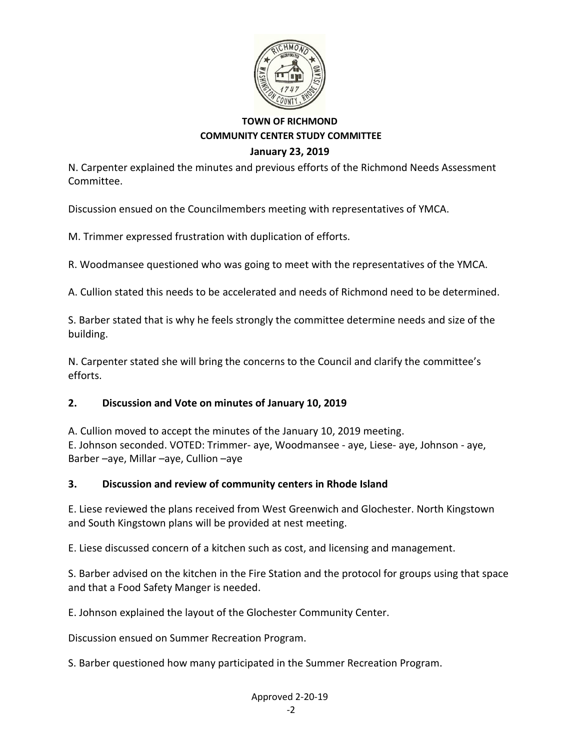**TOWN OF RICHMOND**
**COMMUNITY CENTER STUDY COMMITTEE**
**January 23, 2019**

N. Carpenter explained the minutes and previous efforts of the Richmond Needs Assessment Committee.

Discussion ensued on the Councilmembers meeting with representatives of YMCA.

M. Trimmer expressed frustration with duplication of efforts.

R. Woodmansee questioned who was going to meet with the representatives of the YMCA.

A. Cullion stated this needs to be accelerated and needs of Richmond need to be determined.

S. Barber stated that is why he feels strongly the committee determine needs and size of the building.

N. Carpenter stated she will bring the concerns to the Council and clarify the committee's efforts.

## 2. Discussion and Vote on minutes of January 10, 2019

A. Cullion moved to accept the minutes of the January 10, 2019 meeting.
E. Johnson seconded. VOTED: Trimmer- aye, Woodmansee - aye, Liese- aye, Johnson - aye, Barber –aye, Millar –aye, Cullion –aye

## 3. Discussion and review of community centers in Rhode Island

E. Liese reviewed the plans received from West Greenwich and Glochester. North Kingstown and South Kingstown plans will be provided at nest meeting.

E. Liese discussed concern of a kitchen such as cost, and licensing and management.

S. Barber advised on the kitchen in the Fire Station and the protocol for groups using that space and that a Food Safety Manger is needed.

E. Johnson explained the layout of the Glochester Community Center.

Discussion ensued on Summer Recreation Program.

S. Barber questioned how many participated in the Summer Recreation Program.

Approved 2-20-19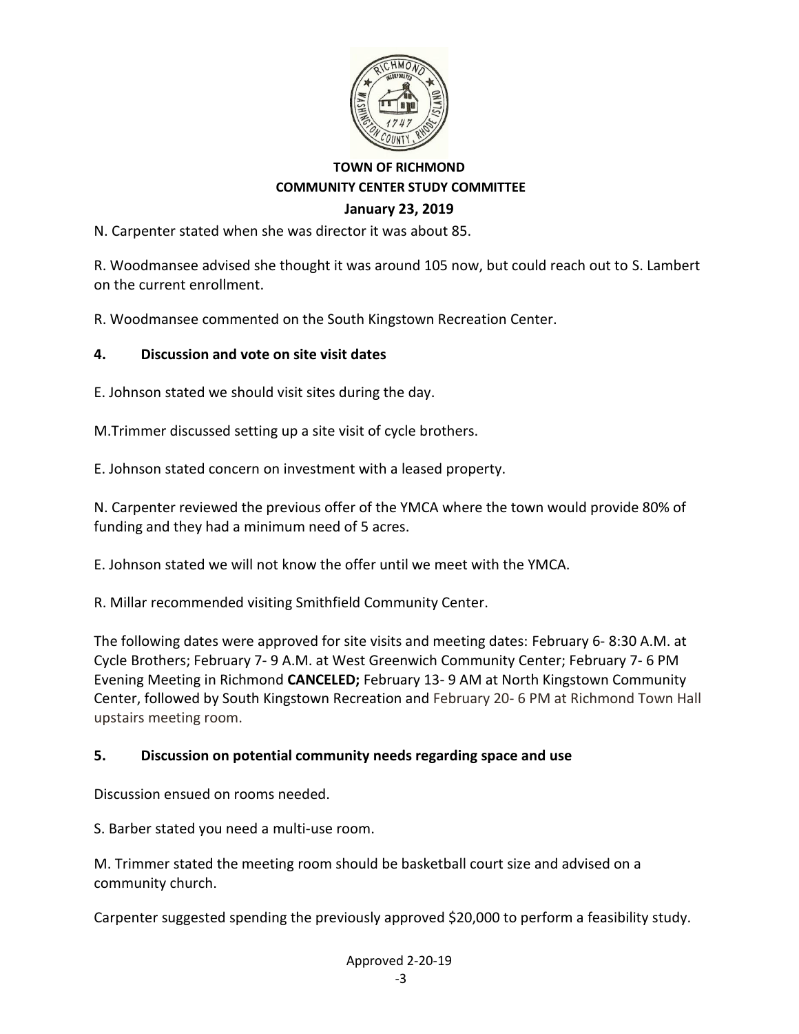**TOWN OF RICHMOND**
**COMMUNITY CENTER STUDY COMMITTEE**
**January 23, 2019**

N. Carpenter stated when she was director it was about 85.

R. Woodmansee advised she thought it was around 105 now, but could reach out to S. Lambert on the current enrollment.

R. Woodmansee commented on the South Kingstown Recreation Center.

## 4. Discussion and vote on site visit dates

E. Johnson stated we should visit sites during the day.

M.Trimmer discussed setting up a site visit of cycle brothers.

E. Johnson stated concern on investment with a leased property.

N. Carpenter reviewed the previous offer of the YMCA where the town would provide 80% of funding and they had a minimum need of 5 acres.

E. Johnson stated we will not know the offer until we meet with the YMCA.

R. Millar recommended visiting Smithfield Community Center.

The following dates were approved for site visits and meeting dates: February 6- 8:30 A.M. at Cycle Brothers; February 7- 9 A.M. at West Greenwich Community Center; February 7- 6 PM Evening Meeting in Richmond **CANCELED;** February 13- 9 AM at North Kingstown Community Center, followed by South Kingstown Recreation and February 20- 6 PM at Richmond Town Hall upstairs meeting room.

## 5. Discussion on potential community needs regarding space and use

Discussion ensued on rooms needed.

S. Barber stated you need a multi-use room.

M. Trimmer stated the meeting room should be basketball court size and advised on a community church.

Carpenter suggested spending the previously approved $20,000 to perform a feasibility study.

Approved 2-20-19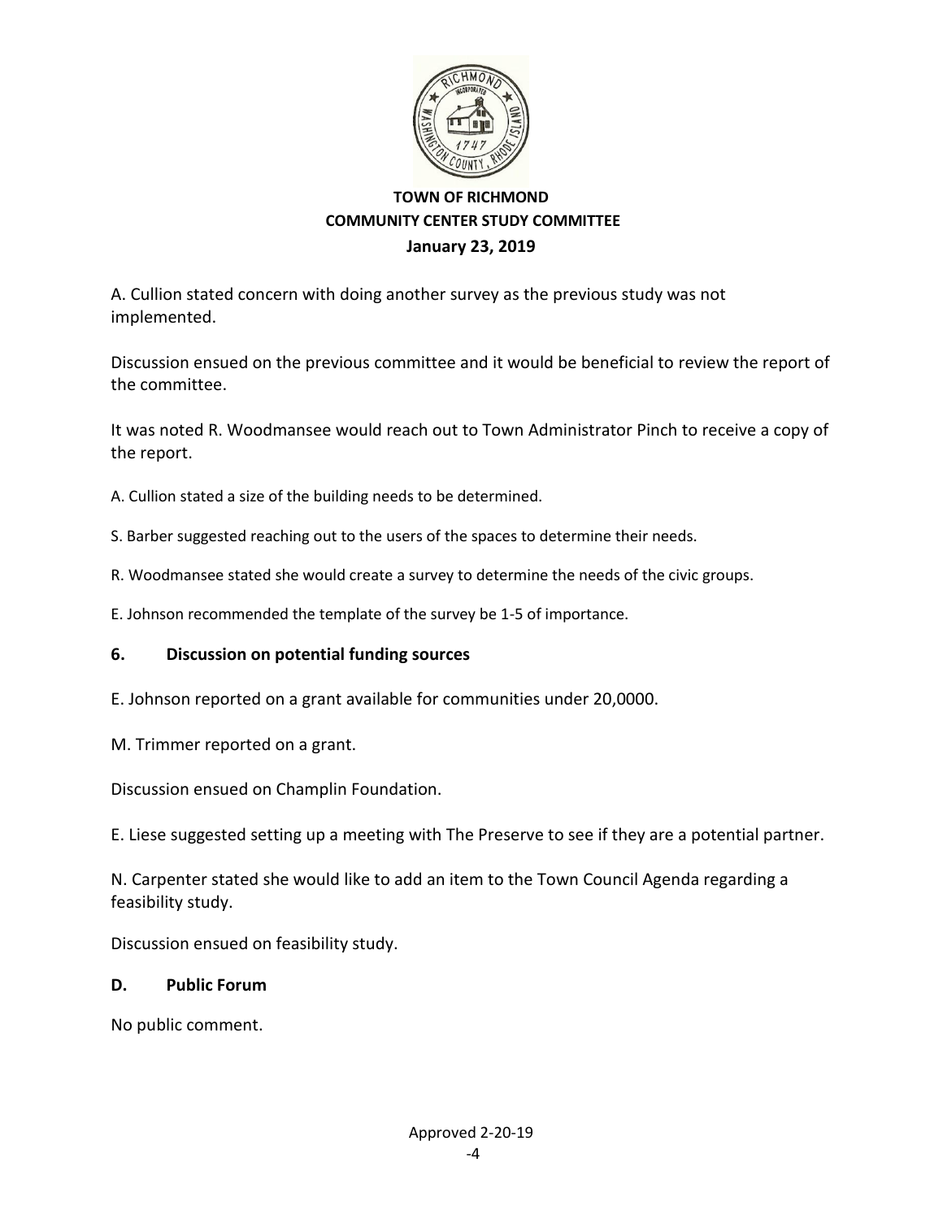**TOWN OF RICHMOND**
**COMMUNITY CENTER STUDY COMMITTEE**
**January 23, 2019**

A. Cullion stated concern with doing another survey as the previous study was not implemented.

Discussion ensued on the previous committee and it would be beneficial to review the report of the committee.

It was noted R. Woodmansee would reach out to Town Administrator Pinch to receive a copy of the report.

A. Cullion stated a size of the building needs to be determined.

S. Barber suggested reaching out to the users of the spaces to determine their needs.

R. Woodmansee stated she would create a survey to determine the needs of the civic groups.

E. Johnson recommended the template of the survey be 1-5 of importance.

## 6. Discussion on potential funding sources

E. Johnson reported on a grant available for communities under 20,0000.

M. Trimmer reported on a grant.

Discussion ensued on Champlin Foundation.

E. Liese suggested setting up a meeting with The Preserve to see if they are a potential partner.

N. Carpenter stated she would like to add an item to the Town Council Agenda regarding a feasibility study.

Discussion ensued on feasibility study.

## D. Public Forum

No public comment.

Approved 2-20-19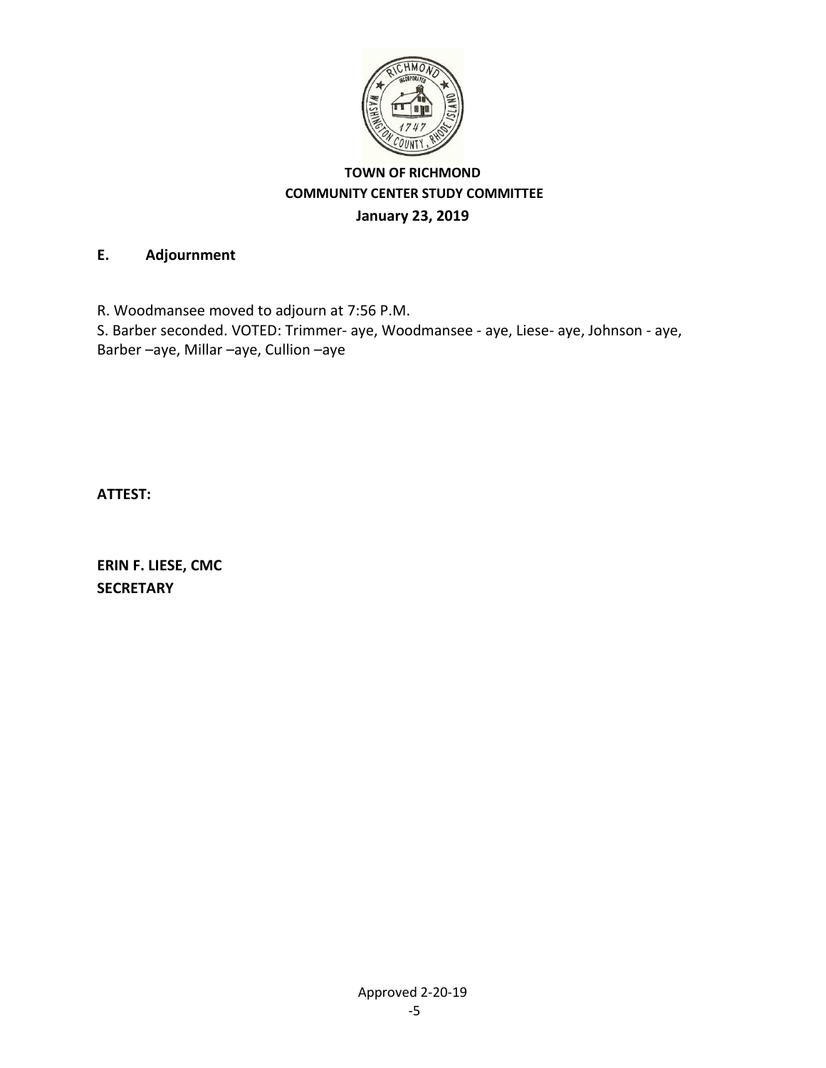**TOWN OF RICHMOND**
**COMMUNITY CENTER STUDY COMMITTEE**
**January 23, 2019**

## E. Adjournment

R. Woodmansee moved to adjourn at 7:56 P.M.
S. Barber seconded. VOTED: Trimmer- aye, Woodmansee - aye, Liese- aye, Johnson - aye, Barber –aye, Millar –aye, Cullion –aye

**ATTEST:**

**ERIN F. LIESE, CMC**
**SECRETARY**

Approved 2-20-19